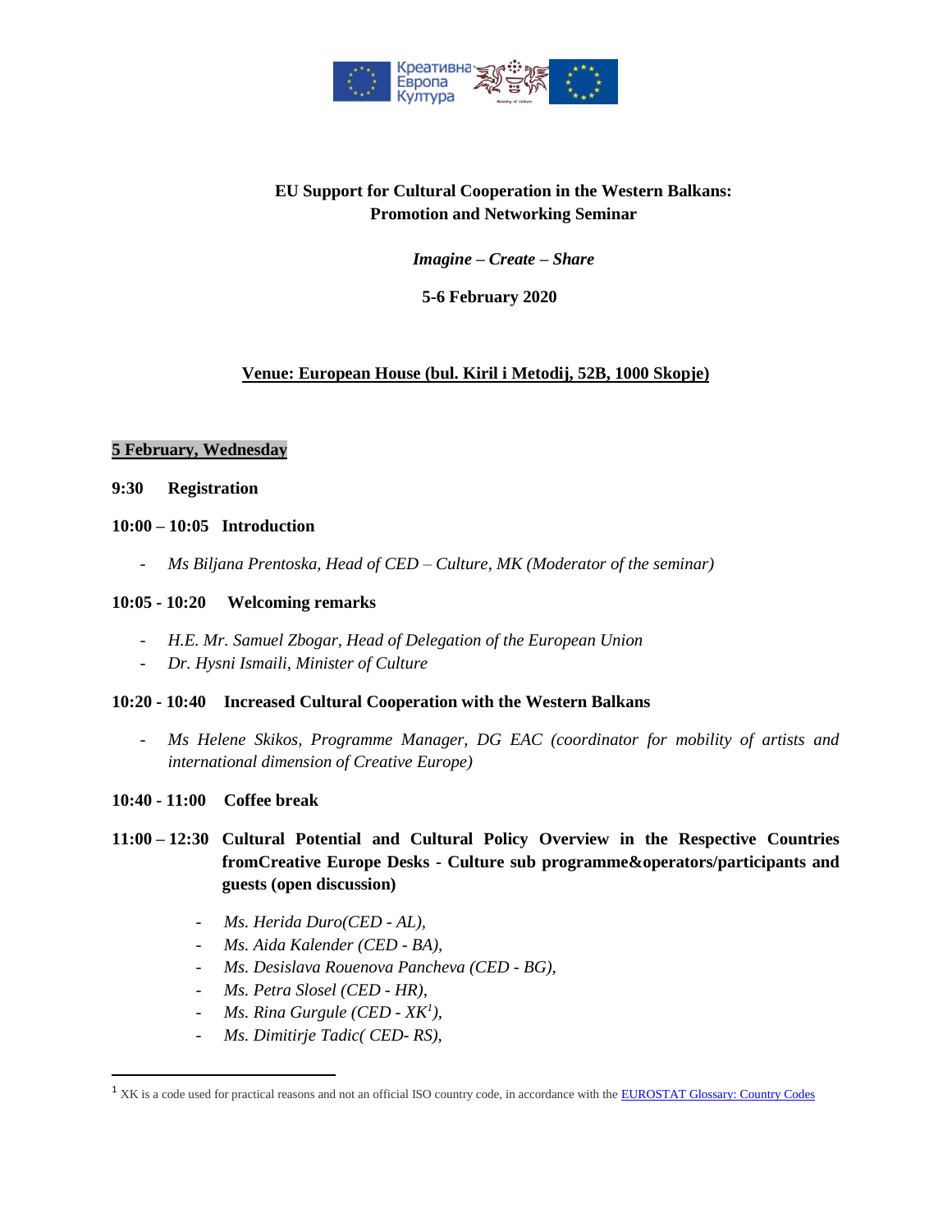**EU Support for Cultural Cooperation in the Western Balkans: Promotion and Networking Seminar**

*Imagine – Create – Share*

**5-6 February 2020**

**Venue: European House (bul. Kiril i Metodij, 52B, 1000 Skopje)**

**5 February, Wednesday**

**9:30 Registration**

**10:00 – 10:05 Introduction**

- *Ms Biljana Prentoska, Head of CED – Culture, MK (Moderator of the seminar)*

**10:05 - 10:20 Welcoming remarks**

- *H.E. Mr. Samuel Zbogar, Head of Delegation of the European Union*
- *Dr. Hysni Ismaili, Minister of Culture*

**10:20 - 10:40 Increased Cultural Cooperation with the Western Balkans**

- *Ms Helene Skikos, Programme Manager, DG EAC (coordinator for mobility of artists and international dimension of Creative Europe)*

**10:40 - 11:00 Coffee break**

**11:00 – 12:30 Cultural Potential and Cultural Policy Overview in the Respective Countries fromCreative Europe Desks - Culture sub programme&operators/participants and guests (open discussion)**

- *Ms. Herida Duro(CED - AL),*
- *Ms. Aida Kalender (CED - BA),*
- *Ms. Desislava Rouenova Pancheva (CED - BG),*
- *Ms. Petra Slosel (CED - HR),*
- *Ms. Rina Gurgule (CED - XK[1]),*
- *Ms. Dimitirje Tadic( CED- RS),*

[1] XK is a code used for practical reasons and not an official ISO country code, in accordance with the EUROSTAT Glossary: Country Codes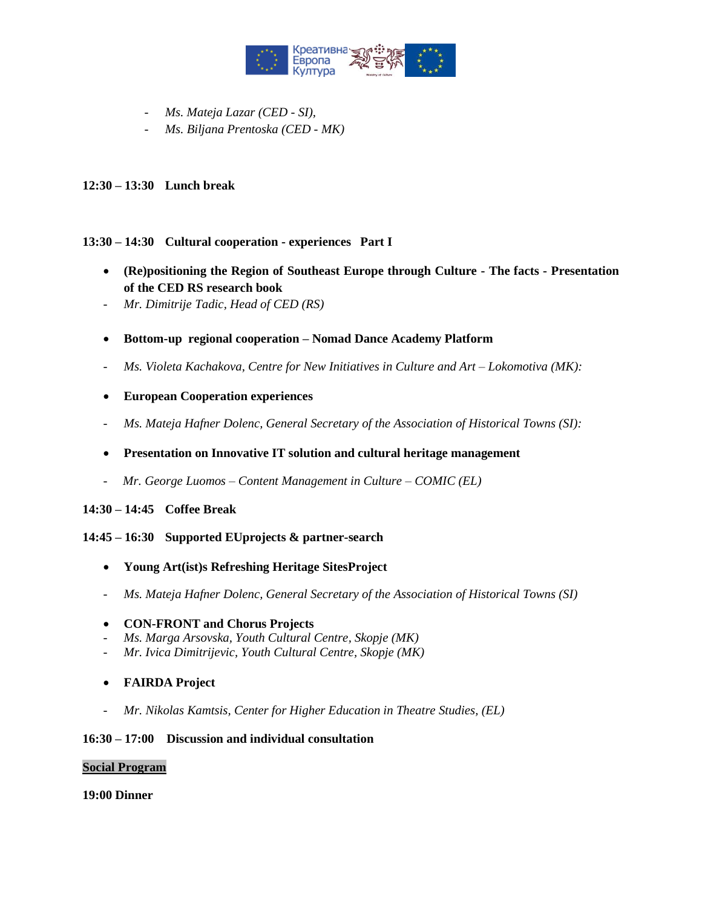- *Ms. Mateja Lazar (CED - SI),*
- *Ms. Biljana Prentoska (CED - MK)*

**12:30 – 13:30 Lunch break**

**13:30 – 14:30 Cultural cooperation - experiences Part I**

- **(Re)positioning the Region of Southeast Europe through Culture - The facts - Presentation of the CED RS research book**
- *Mr. Dimitrije Tadic, Head of CED (RS)*

- **Bottom-up regional cooperation – Nomad Dance Academy Platform**
- *Ms. Violeta Kachakova, Centre for New Initiatives in Culture and Art – Lokomotiva (MK):*

- **European Cooperation experiences**
- *Ms. Mateja Hafner Dolenc, General Secretary of the Association of Historical Towns (SI):*

- **Presentation on Innovative IT solution and cultural heritage management**
- *Mr. George Luomos – Content Management in Culture – COMIC (EL)*

**14:30 – 14:45 Coffee Break**

**14:45 – 16:30 Supported EUprojects & partner-search**

- **Young Art(ist)s Refreshing Heritage SitesProject**
- *Ms. Mateja Hafner Dolenc, General Secretary of the Association of Historical Towns (SI)*

- **CON-FRONT and Chorus Projects**
- *Ms. Marga Arsovska, Youth Cultural Centre, Skopje (MK)*
- *Mr. Ivica Dimitrijevic, Youth Cultural Centre, Skopje (MK)*

- **FAIRDA Project**
- *Mr. Nikolas Kamtsis, Center for Higher Education in Theatre Studies, (EL)*

**16:30 – 17:00 Discussion and individual consultation**

**Social Program**

**19:00 Dinner**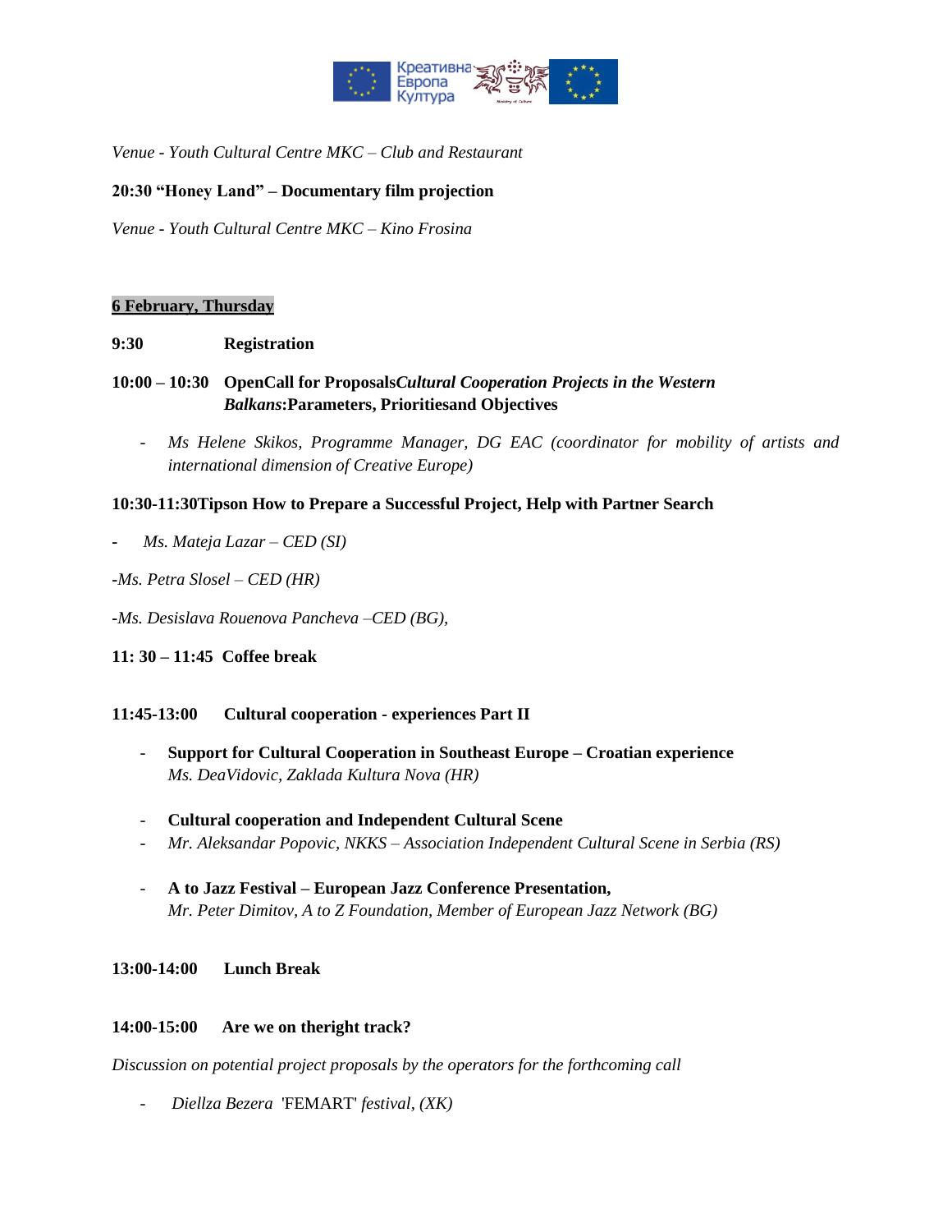*Venue - Youth Cultural Centre MKC – Club and Restaurant*

**20:30 "Honey Land" – Documentary film projection**

*Venue - Youth Cultural Centre MKC – Kino Frosina*

## 6 February, Thursday

**9:30 Registration**

**10:00 – 10:30 OpenCall for Proposals*Cultural Cooperation Projects in the Western Balkans*:Parameters, Prioritiesand Objectives**

- *Ms Helene Skikos, Programme Manager, DG EAC (coordinator for mobility of artists and international dimension of Creative Europe)*

**10:30-11:30Tipson How to Prepare a Successful Project, Help with Partner Search**

- *Ms. Mateja Lazar – CED (SI)*

-*Ms. Petra Slosel – CED (HR)*

-*Ms. Desislava Rouenova Pancheva –CED (BG),*

**11: 30 – 11:45 Coffee break**

**11:45-13:00 Cultural cooperation - experiences Part II**

- **Support for Cultural Cooperation in Southeast Europe – Croatian experience**
  *Ms. DeaVidovic, Zaklada Kultura Nova (HR)*

- **Cultural cooperation and Independent Cultural Scene**
- *Mr. Aleksandar Popovic, NKKS – Association Independent Cultural Scene in Serbia (RS)*

- **A to Jazz Festival – European Jazz Conference Presentation,**
  *Mr. Peter Dimitov, A to Z Foundation, Member of European Jazz Network (BG)*

**13:00-14:00 Lunch Break**

**14:00-15:00 Are we on theright track?**

*Discussion on potential project proposals by the operators for the forthcoming call*

- *Diellza Bezera* 'FEMART' *festival, (XK)*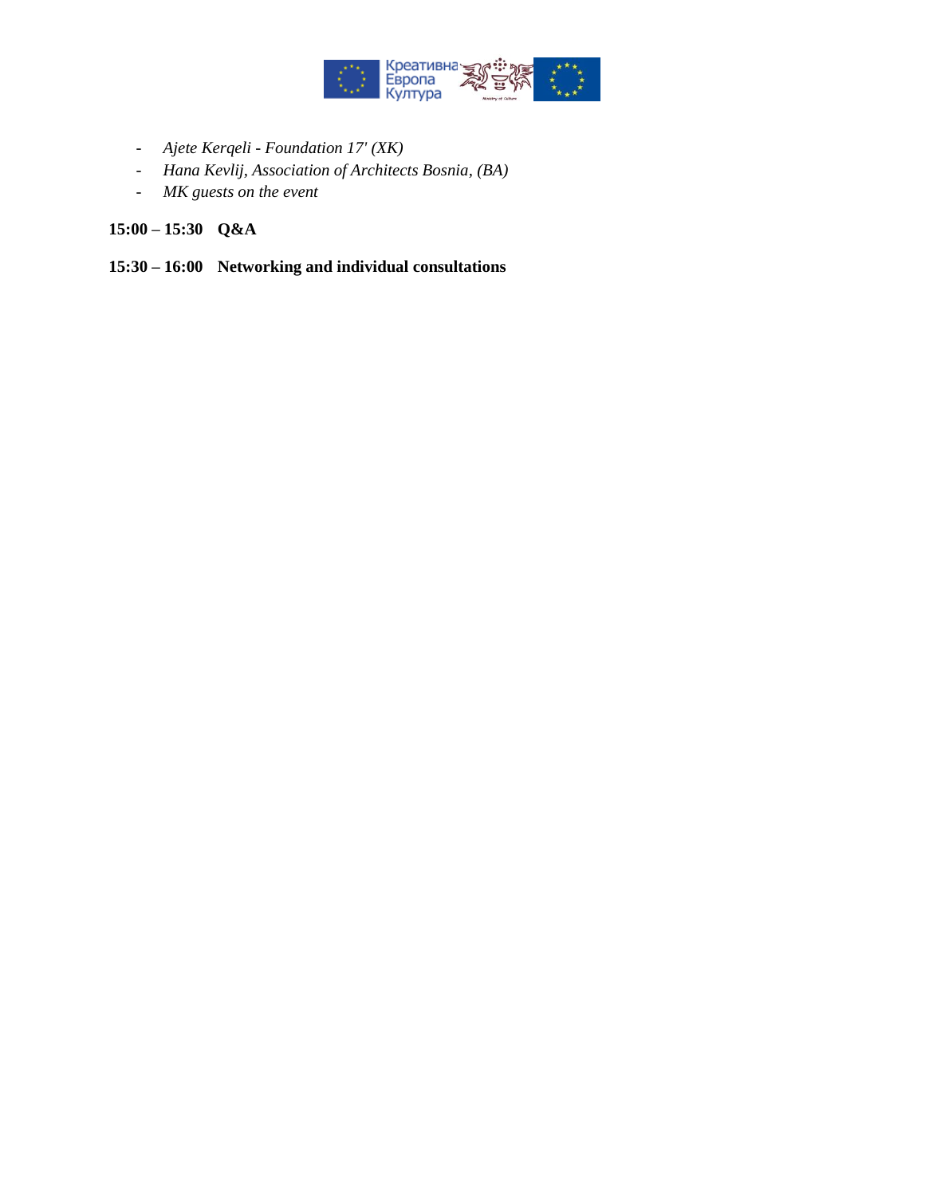- *Ajete Kerqeli - Foundation 17' (XK)*
- *Hana Kevlij, Association of Architects Bosnia, (BA)*
- *MK guests on the event*

**15:00 – 15:30 Q&A**

**15:30 – 16:00 Networking and individual consultations**